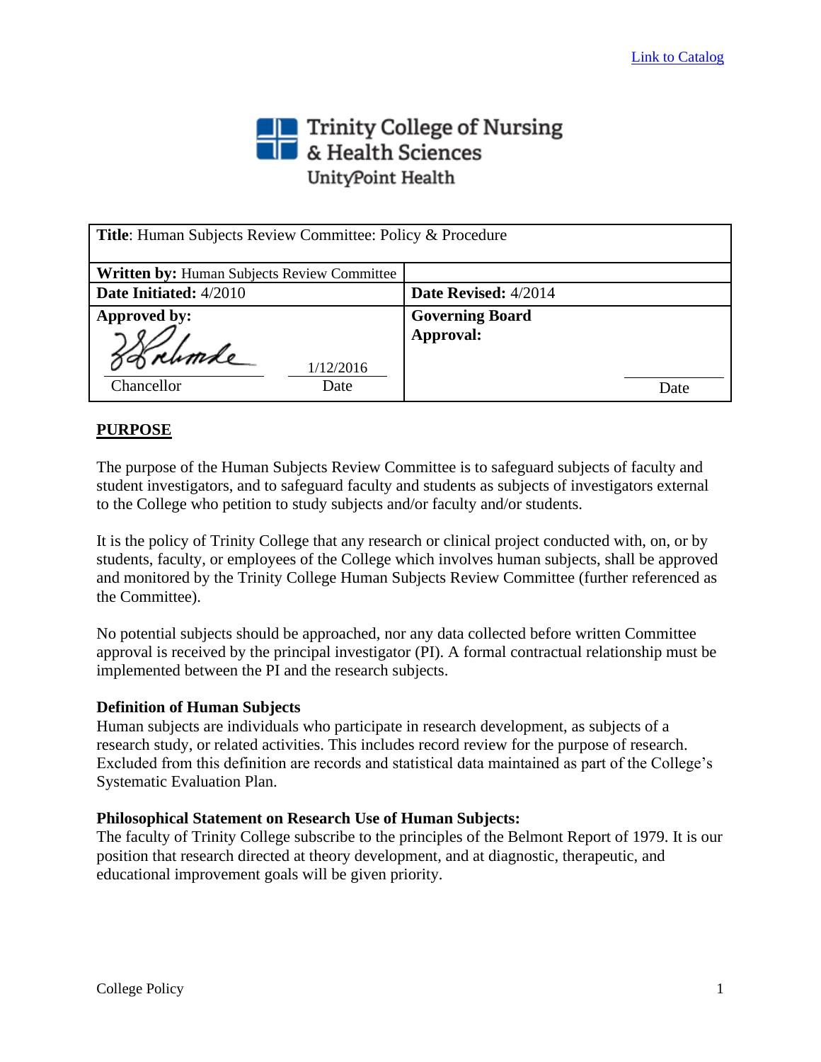Link to Catalog

Trinity College of Nursing & Health Sciences
UnityPoint Health

| **Title**: Human Subjects Review Committee: Policy & Procedure | |
|---|---|
| **Written by:** Human Subjects Review Committee | |
| **Date Initiated:** 4/2010 | **Date Revised:** 4/2014 |
| **Approved by:** [signature] Chancellor 1/12/2016 Date | **Governing Board Approval:** Date |

## PURPOSE

The purpose of the Human Subjects Review Committee is to safeguard subjects of faculty and student investigators, and to safeguard faculty and students as subjects of investigators external to the College who petition to study subjects and/or faculty and/or students.

It is the policy of Trinity College that any research or clinical project conducted with, on, or by students, faculty, or employees of the College which involves human subjects, shall be approved and monitored by the Trinity College Human Subjects Review Committee (further referenced as the Committee).

No potential subjects should be approached, nor any data collected before written Committee approval is received by the principal investigator (PI). A formal contractual relationship must be implemented between the PI and the research subjects.

### Definition of Human Subjects

Human subjects are individuals who participate in research development, as subjects of a research study, or related activities. This includes record review for the purpose of research. Excluded from this definition are records and statistical data maintained as part of the College's Systematic Evaluation Plan.

### Philosophical Statement on Research Use of Human Subjects:

The faculty of Trinity College subscribe to the principles of the Belmont Report of 1979. It is our position that research directed at theory development, and at diagnostic, therapeutic, and educational improvement goals will be given priority.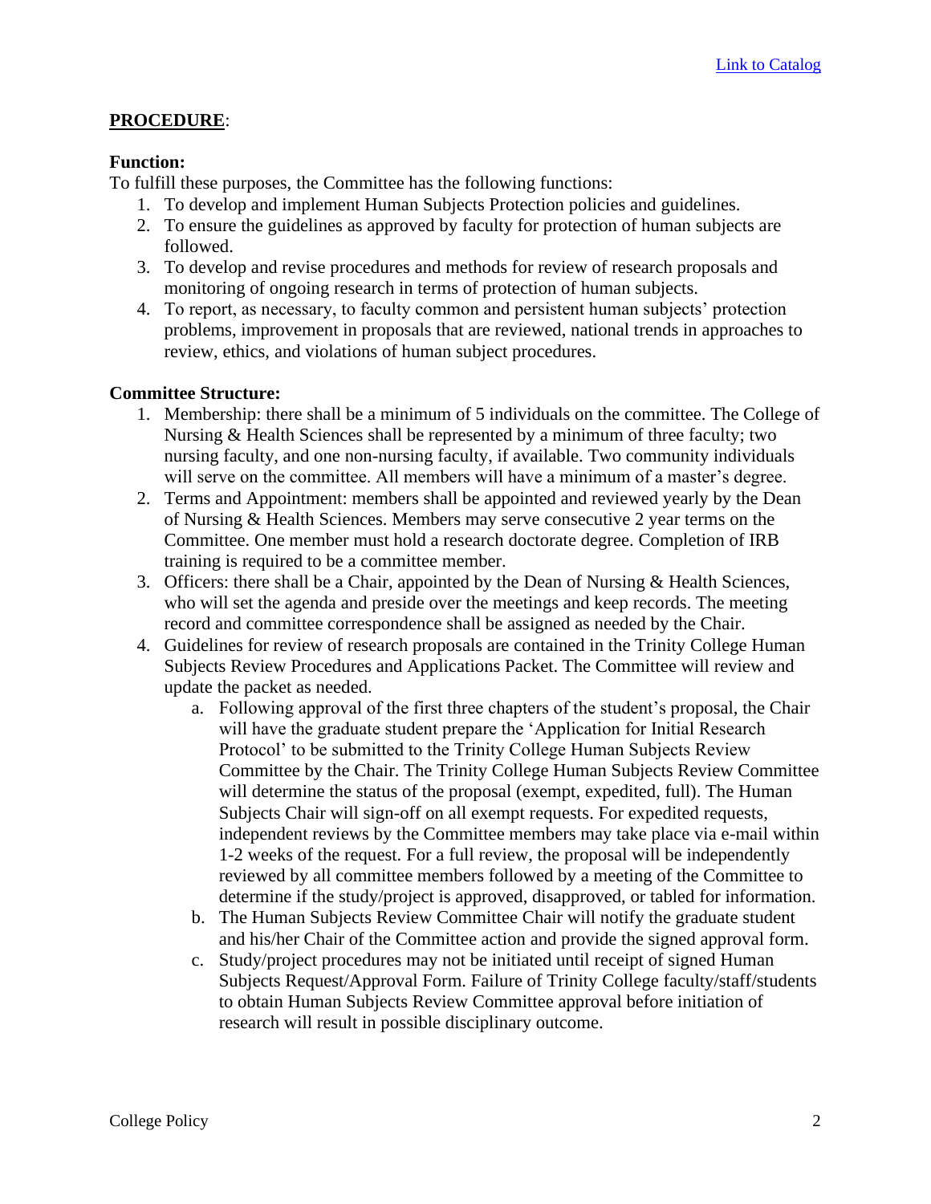[Link to Catalog]

**PROCEDURE**:

**Function:**

To fulfill these purposes, the Committee has the following functions:

1. To develop and implement Human Subjects Protection policies and guidelines.
2. To ensure the guidelines as approved by faculty for protection of human subjects are followed.
3. To develop and revise procedures and methods for review of research proposals and monitoring of ongoing research in terms of protection of human subjects.
4. To report, as necessary, to faculty common and persistent human subjects' protection problems, improvement in proposals that are reviewed, national trends in approaches to review, ethics, and violations of human subject procedures.

**Committee Structure:**

1. Membership: there shall be a minimum of 5 individuals on the committee. The College of Nursing & Health Sciences shall be represented by a minimum of three faculty; two nursing faculty, and one non-nursing faculty, if available. Two community individuals will serve on the committee. All members will have a minimum of a master's degree.
2. Terms and Appointment: members shall be appointed and reviewed yearly by the Dean of Nursing & Health Sciences. Members may serve consecutive 2 year terms on the Committee. One member must hold a research doctorate degree. Completion of IRB training is required to be a committee member.
3. Officers: there shall be a Chair, appointed by the Dean of Nursing & Health Sciences, who will set the agenda and preside over the meetings and keep records. The meeting record and committee correspondence shall be assigned as needed by the Chair.
4. Guidelines for review of research proposals are contained in the Trinity College Human Subjects Review Procedures and Applications Packet. The Committee will review and update the packet as needed.
   a. Following approval of the first three chapters of the student's proposal, the Chair will have the graduate student prepare the 'Application for Initial Research Protocol' to be submitted to the Trinity College Human Subjects Review Committee by the Chair. The Trinity College Human Subjects Review Committee will determine the status of the proposal (exempt, expedited, full). The Human Subjects Chair will sign-off on all exempt requests. For expedited requests, independent reviews by the Committee members may take place via e-mail within 1-2 weeks of the request. For a full review, the proposal will be independently reviewed by all committee members followed by a meeting of the Committee to determine if the study/project is approved, disapproved, or tabled for information.
   b. The Human Subjects Review Committee Chair will notify the graduate student and his/her Chair of the Committee action and provide the signed approval form.
   c. Study/project procedures may not be initiated until receipt of signed Human Subjects Request/Approval Form. Failure of Trinity College faculty/staff/students to obtain Human Subjects Review Committee approval before initiation of research will result in possible disciplinary outcome.